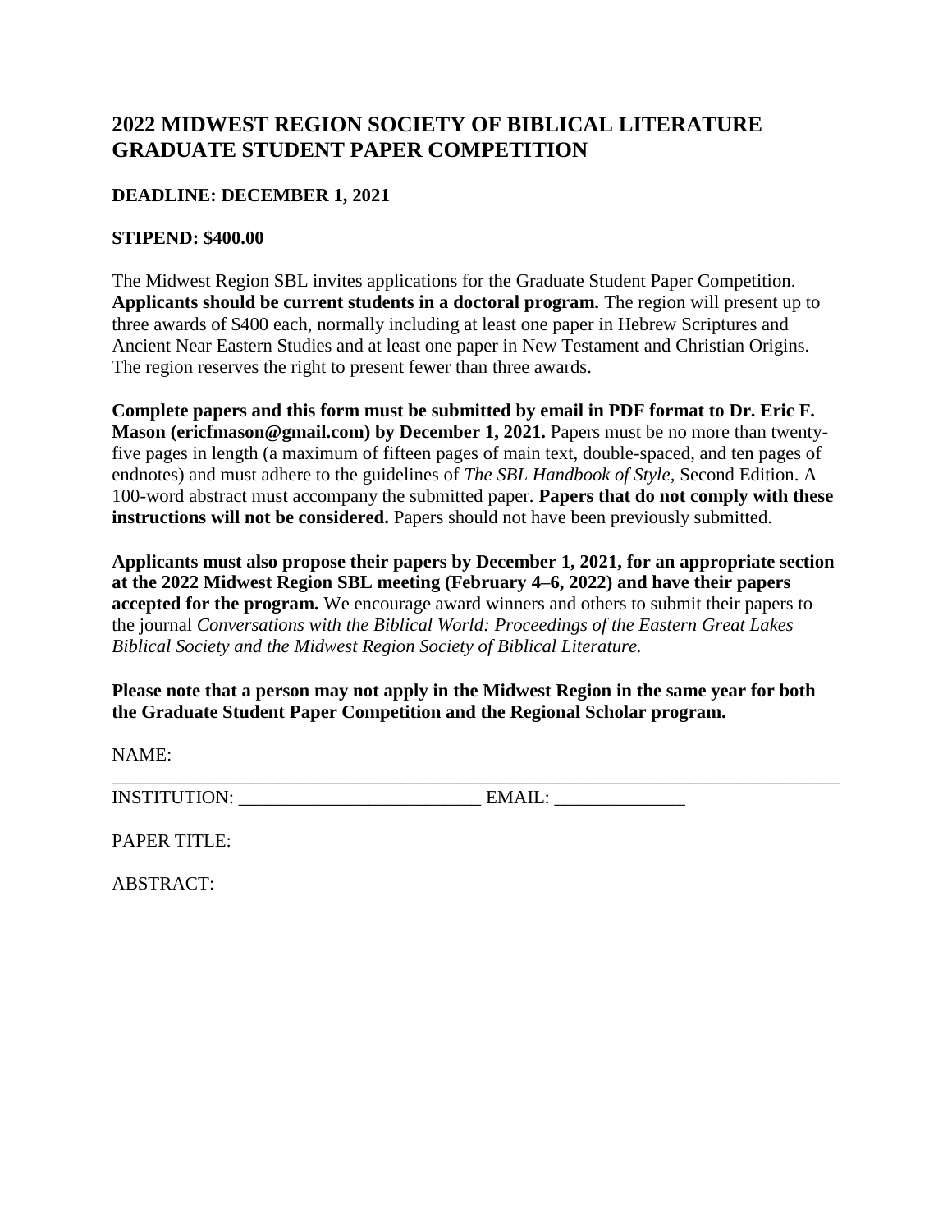# 2022 MIDWEST REGION SOCIETY OF BIBLICAL LITERATURE GRADUATE STUDENT PAPER COMPETITION

**DEADLINE: DECEMBER 1, 2021**

**STIPEND: $400.00**

The Midwest Region SBL invites applications for the Graduate Student Paper Competition. **Applicants should be current students in a doctoral program.** The region will present up to three awards of $400 each, normally including at least one paper in Hebrew Scriptures and Ancient Near Eastern Studies and at least one paper in New Testament and Christian Origins. The region reserves the right to present fewer than three awards.

**Complete papers and this form must be submitted by email in PDF format to Dr. Eric F. Mason (ericfmason@gmail.com) by December 1, 2021.** Papers must be no more than twenty-five pages in length (a maximum of fifteen pages of main text, double-spaced, and ten pages of endnotes) and must adhere to the guidelines of *The SBL Handbook of Style*, Second Edition. A 100-word abstract must accompany the submitted paper. **Papers that do not comply with these instructions will not be considered.** Papers should not have been previously submitted.

**Applicants must also propose their papers by December 1, 2021, for an appropriate section at the 2022 Midwest Region SBL meeting (February 4–6, 2022) and have their papers accepted for the program.** We encourage award winners and others to submit their papers to the journal *Conversations with the Biblical World: Proceedings of the Eastern Great Lakes Biblical Society and the Midwest Region Society of Biblical Literature.*

**Please note that a person may not apply in the Midwest Region in the same year for both the Graduate Student Paper Competition and the Regional Scholar program.**

NAME: \_\_\_\_\_\_\_\_\_\_\_\_\_\_\_\_\_\_\_\_\_\_\_\_\_\_\_\_\_\_\_\_\_\_\_\_\_\_\_\_\_\_\_\_\_\_\_\_\_\_\_\_\_\_\_\_\_\_\_\_\_\_\_\_\_\_

INSTITUTION: \_\_\_\_\_\_\_\_\_\_\_\_\_\_\_\_\_\_\_\_\_\_\_\_\_\_ EMAIL: \_\_\_\_\_\_\_\_\_\_\_\_\_\_

PAPER TITLE:

ABSTRACT: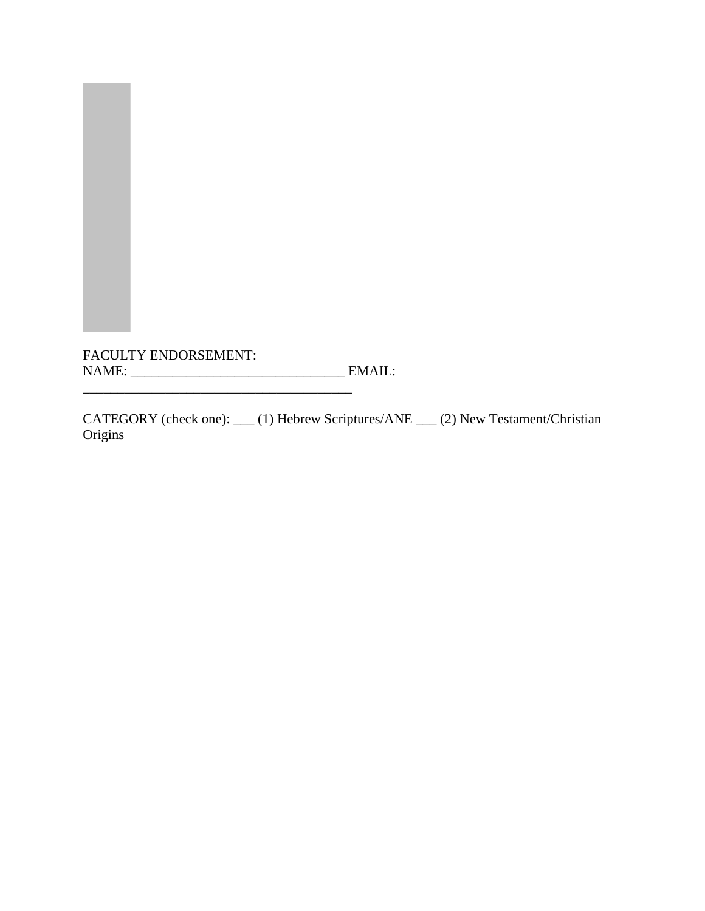FACULTY ENDORSEMENT:
NAME: _______________________________ EMAIL: ________________________________________

CATEGORY (check one): ___ (1) Hebrew Scriptures/ANE ___ (2) New Testament/Christian Origins